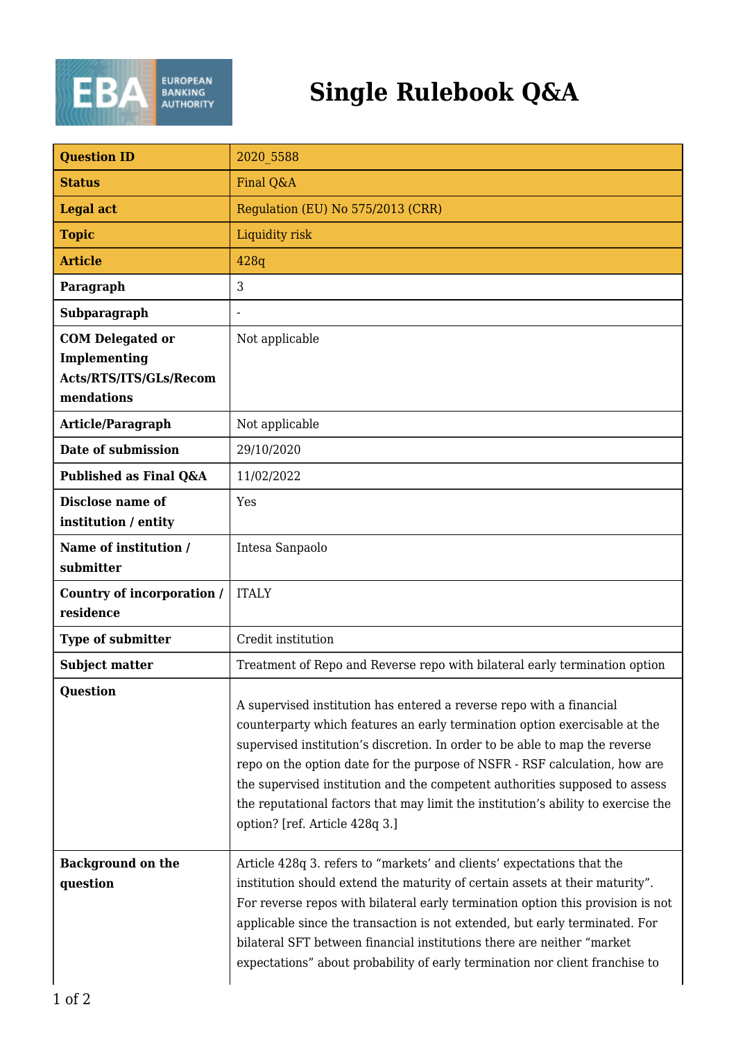# Single Rulebook Q&A

| Question ID | 2020_5588 |
|---|---|
| Status | Final Q&A |
| Legal act | Regulation (EU) No 575/2013 (CRR) |
| Topic | Liquidity risk |
| Article | 428q |
| Paragraph | 3 |
| Subparagraph | - |
| COM Delegated or Implementing Acts/RTS/ITS/GLs/Recommendations | Not applicable |
| Article/Paragraph | Not applicable |
| Date of submission | 29/10/2020 |
| Published as Final Q&A | 11/02/2022 |
| Disclose name of institution / entity | Yes |
| Name of institution / submitter | Intesa Sanpaolo |
| Country of incorporation / residence | ITALY |
| Type of submitter | Credit institution |
| Subject matter | Treatment of Repo and Reverse repo with bilateral early termination option |
| Question | A supervised institution has entered a reverse repo with a financial counterparty which features an early termination option exercisable at the supervised institution's discretion. In order to be able to map the reverse repo on the option date for the purpose of NSFR - RSF calculation, how are the supervised institution and the competent authorities supposed to assess the reputational factors that may limit the institution's ability to exercise the option? [ref. Article 428q 3.] |
| Background on the question | Article 428q 3. refers to "markets' and clients' expectations that the institution should extend the maturity of certain assets at their maturity". For reverse repos with bilateral early termination option this provision is not applicable since the transaction is not extended, but early terminated. For bilateral SFT between financial institutions there are neither "market expectations" about probability of early termination nor client franchise to |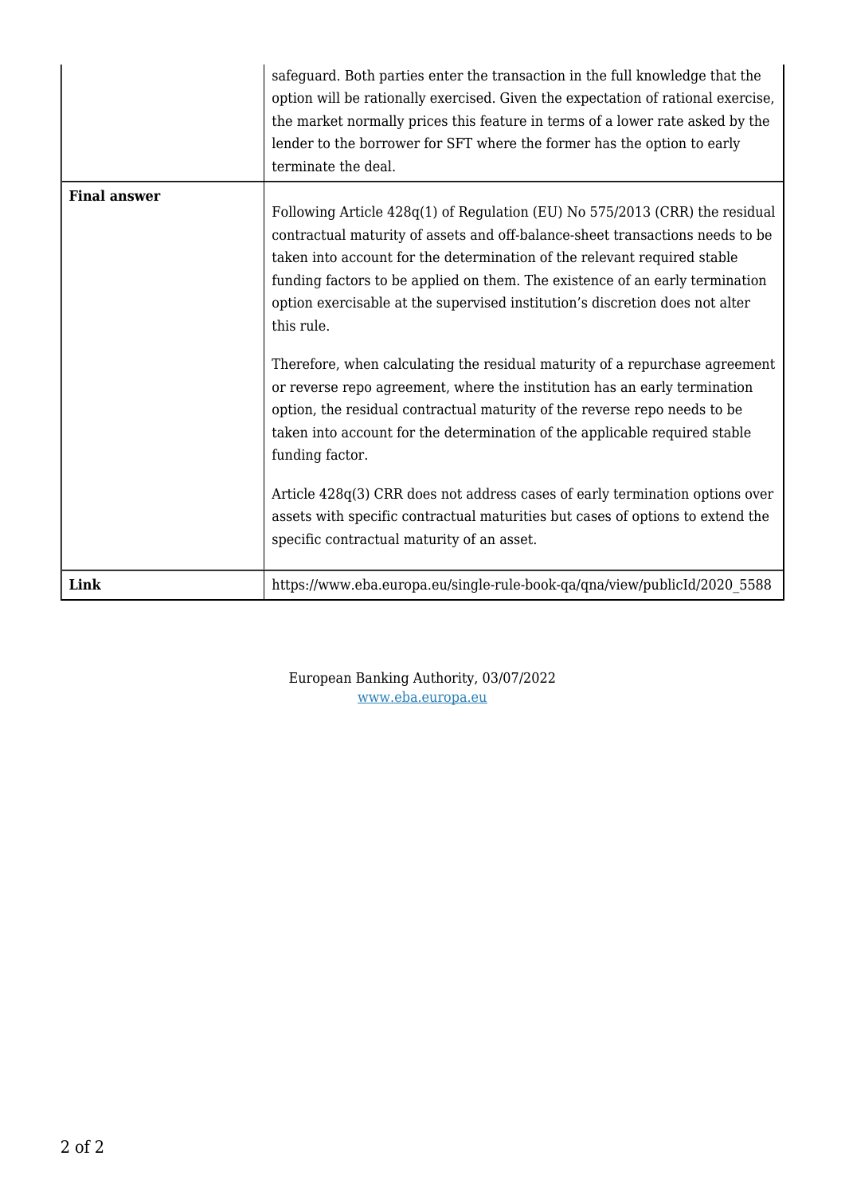| | |
|---|---|
| | safeguard. Both parties enter the transaction in the full knowledge that the option will be rationally exercised. Given the expectation of rational exercise, the market normally prices this feature in terms of a lower rate asked by the lender to the borrower for SFT where the former has the option to early terminate the deal. |
| **Final answer** | Following Article 428q(1) of Regulation (EU) No 575/2013 (CRR) the residual contractual maturity of assets and off-balance-sheet transactions needs to be taken into account for the determination of the relevant required stable funding factors to be applied on them. The existence of an early termination option exercisable at the supervised institution's discretion does not alter this rule.<br><br>Therefore, when calculating the residual maturity of a repurchase agreement or reverse repo agreement, where the institution has an early termination option, the residual contractual maturity of the reverse repo needs to be taken into account for the determination of the applicable required stable funding factor.<br><br>Article 428q(3) CRR does not address cases of early termination options over assets with specific contractual maturities but cases of options to extend the specific contractual maturity of an asset. |
| **Link** | https://www.eba.europa.eu/single-rule-book-qa/qna/view/publicId/2020_5588 |

European Banking Authority, 03/07/2022
www.eba.europa.eu